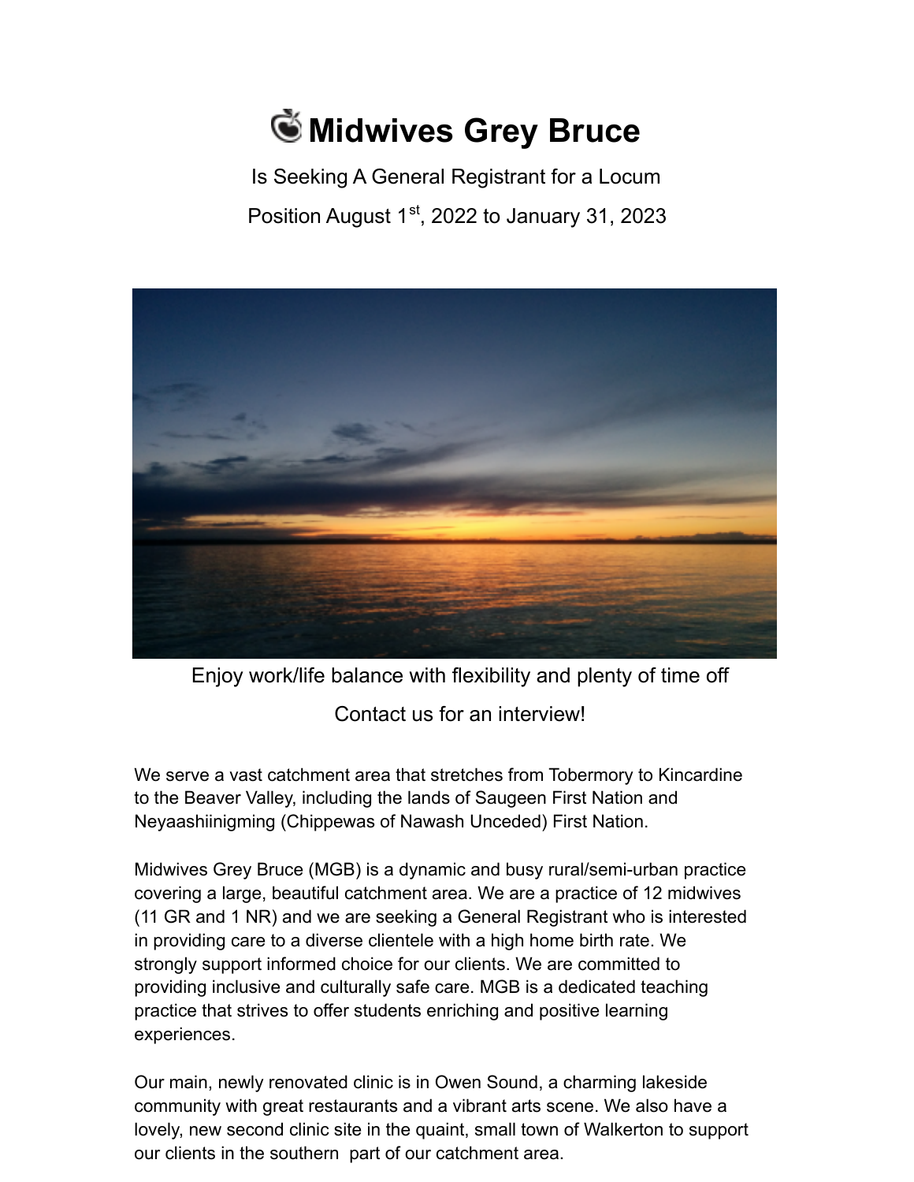# Midwives Grey Bruce

Is Seeking A General Registrant for a Locum

Position August 1st, 2022 to January 31, 2023

Enjoy work/life balance with flexibility and plenty of time off

Contact us for an interview!

We serve a vast catchment area that stretches from Tobermory to Kincardine to the Beaver Valley, including the lands of Saugeen First Nation and Neyaashiinigming (Chippewas of Nawash Unceded) First Nation.

Midwives Grey Bruce (MGB) is a dynamic and busy rural/semi-urban practice covering a large, beautiful catchment area. We are a practice of 12 midwives (11 GR and 1 NR) and we are seeking a General Registrant who is interested in providing care to a diverse clientele with a high home birth rate. We strongly support informed choice for our clients. We are committed to providing inclusive and culturally safe care. MGB is a dedicated teaching practice that strives to offer students enriching and positive learning experiences.

Our main, newly renovated clinic is in Owen Sound, a charming lakeside community with great restaurants and a vibrant arts scene. We also have a lovely, new second clinic site in the quaint, small town of Walkerton to support our clients in the southern part of our catchment area.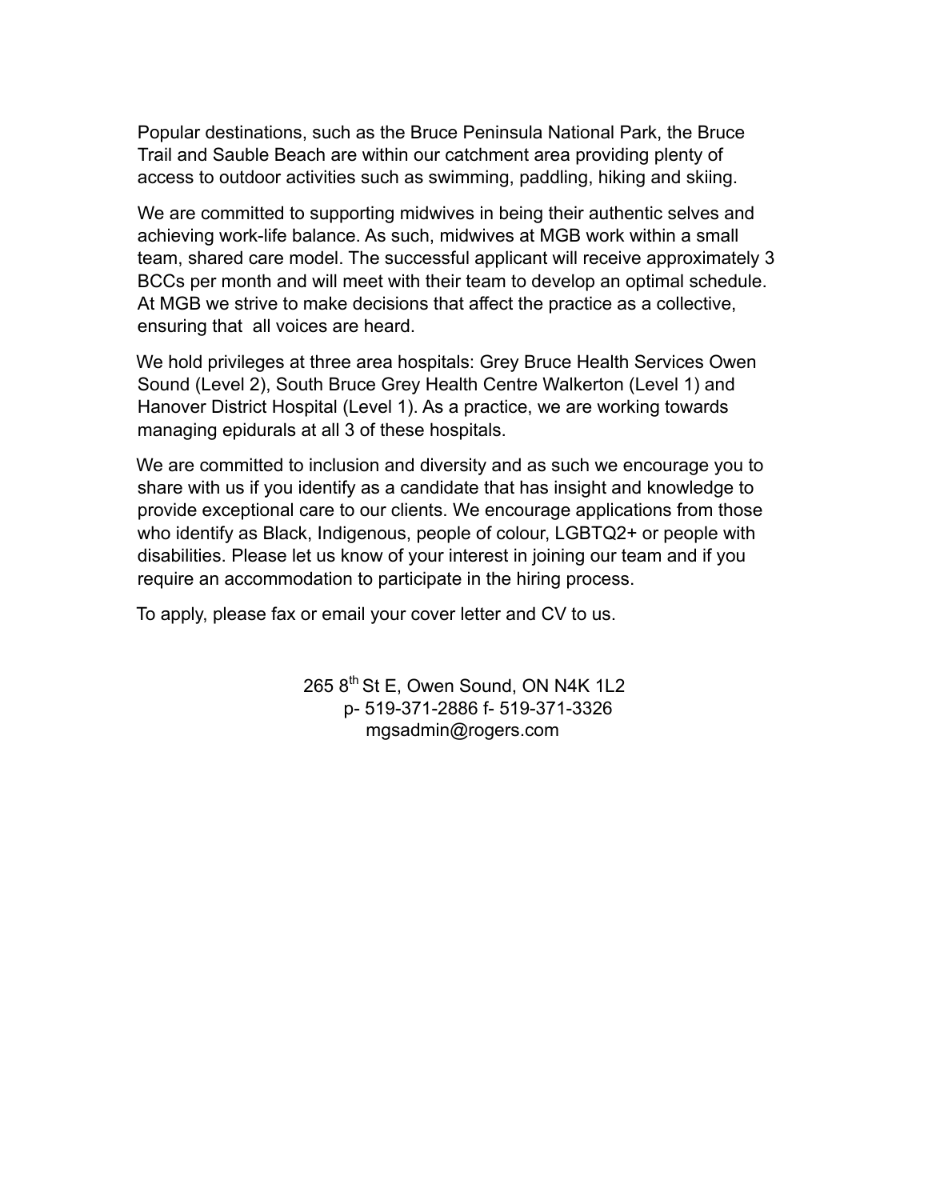Popular destinations, such as the Bruce Peninsula National Park, the Bruce Trail and Sauble Beach are within our catchment area providing plenty of access to outdoor activities such as swimming, paddling, hiking and skiing.

We are committed to supporting midwives in being their authentic selves and achieving work-life balance. As such, midwives at MGB work within a small team, shared care model. The successful applicant will receive approximately 3 BCCs per month and will meet with their team to develop an optimal schedule. At MGB we strive to make decisions that affect the practice as a collective, ensuring that all voices are heard.

We hold privileges at three area hospitals: Grey Bruce Health Services Owen Sound (Level 2), South Bruce Grey Health Centre Walkerton (Level 1) and Hanover District Hospital (Level 1). As a practice, we are working towards managing epidurals at all 3 of these hospitals.

We are committed to inclusion and diversity and as such we encourage you to share with us if you identify as a candidate that has insight and knowledge to provide exceptional care to our clients. We encourage applications from those who identify as Black, Indigenous, people of colour, LGBTQ2+ or people with disabilities. Please let us know of your interest in joining our team and if you require an accommodation to participate in the hiring process.

To apply, please fax or email your cover letter and CV to us.

265 8th St E, Owen Sound, ON N4K 1L2
p- 519-371-2886 f- 519-371-3326
mgsadmin@rogers.com